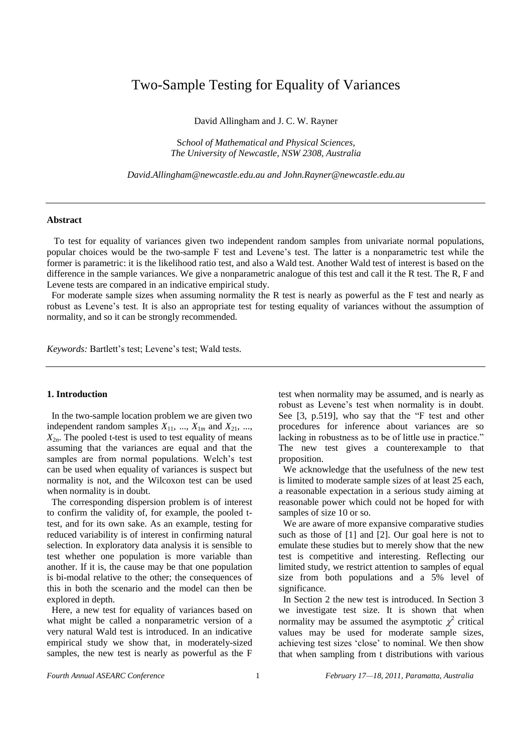# Two-Sample Testing for Equality of Variances

David Allingham and J. C. W. Rayner

*School of Mathematical and Physical Sciences, The University of Newcastle, NSW 2308, Australia*

*David.Allingham@newcastle.edu.au and John.Rayner@newcastle.edu.au*

---

### Abstract

To test for equality of variances given two independent random samples from univariate normal populations, popular choices would be the two-sample F test and Levene's test. The latter is a nonparametric test while the former is parametric: it is the likelihood ratio test, and also a Wald test. Another Wald test of interest is based on the difference in the sample variances. We give a nonparametric analogue of this test and call it the R test. The R, F and Levene tests are compared in an indicative empirical study.

For moderate sample sizes when assuming normality the R test is nearly as powerful as the F test and nearly as robust as Levene's test. It is also an appropriate test for testing equality of variances without the assumption of normality, and so it can be strongly recommended.

*Keywords:* Bartlett's test; Levene's test; Wald tests.

---

## 1. Introduction

In the two-sample location problem we are given two independent random samples $X_{11}, \ldots, X_{1m}$ and $X_{21}, \ldots, X_{2n}$. The pooled t-test is used to test equality of means assuming that the variances are equal and that the samples are from normal populations. Welch's test can be used when equality of variances is suspect but normality is not, and the Wilcoxon test can be used when normality is in doubt.

The corresponding dispersion problem is of interest to confirm the validity of, for example, the pooled t-test, and for its own sake. As an example, testing for reduced variability is of interest in confirming natural selection. In exploratory data analysis it is sensible to test whether one population is more variable than another. If it is, the cause may be that one population is bi-modal relative to the other; the consequences of this in both the scenario and the model can then be explored in depth.

Here, a new test for equality of variances based on what might be called a nonparametric version of a very natural Wald test is introduced. In an indicative empirical study we show that, in moderately-sized samples, the new test is nearly as powerful as the F test when normality may be assumed, and is nearly as robust as Levene's test when normality is in doubt. See [3, p.519], who say that the "F test and other procedures for inference about variances are so lacking in robustness as to be of little use in practice." The new test gives a counterexample to that proposition.

We acknowledge that the usefulness of the new test is limited to moderate sample sizes of at least 25 each, a reasonable expectation in a serious study aiming at reasonable power which could not be hoped for with samples of size 10 or so.

We are aware of more expansive comparative studies such as those of [1] and [2]. Our goal here is not to emulate these studies but to merely show that the new test is competitive and interesting. Reflecting our limited study, we restrict attention to samples of equal size from both populations and a 5% level of significance.

In Section 2 the new test is introduced. In Section 3 we investigate test size. It is shown that when normality may be assumed the asymptotic $\chi^2$ critical values may be used for moderate sample sizes, achieving test sizes 'close' to nominal. We then show that when sampling from t distributions with various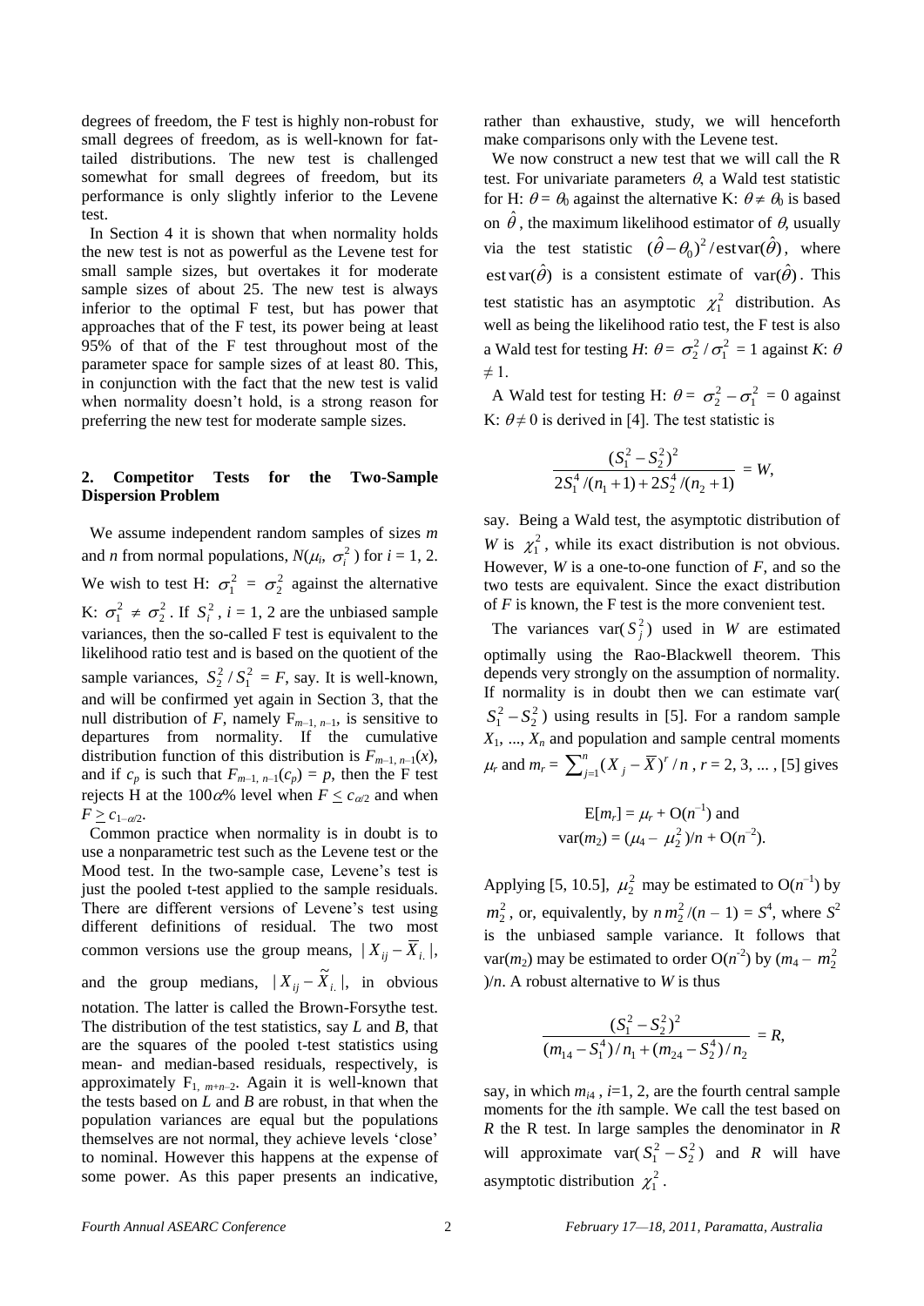degrees of freedom, the F test is highly non-robust for small degrees of freedom, as is well-known for fat-tailed distributions. The new test is challenged somewhat for small degrees of freedom, but its performance is only slightly inferior to the Levene test.

In Section 4 it is shown that when normality holds the new test is not as powerful as the Levene test for small sample sizes, but overtakes it for moderate sample sizes of about 25. The new test is always inferior to the optimal F test, but has power that approaches that of the F test, its power being at least 95% of that of the F test throughout most of the parameter space for sample sizes of at least 80. This, in conjunction with the fact that the new test is valid when normality doesn't hold, is a strong reason for preferring the new test for moderate sample sizes.

## 2. Competitor Tests for the Two-Sample Dispersion Problem

We assume independent random samples of sizes $m$ and $n$ from normal populations, $N(\mu_i, \sigma_i^2)$ for $i = 1, 2$. We wish to test H: $\sigma_1^2 = \sigma_2^2$ against the alternative K: $\sigma_1^2 \neq \sigma_2^2$. If $S_i^2$, $i = 1, 2$ are the unbiased sample variances, then the so-called F test is equivalent to the likelihood ratio test and is based on the quotient of the sample variances, $S_2^2 / S_1^2 = F$, say. It is well-known, and will be confirmed yet again in Section 3, that the null distribution of $F$, namely $F_{m-1,\, n-1}$, is sensitive to departures from normality. If the cumulative distribution function of this distribution is $F_{m-1,\, n-1}(x)$, and if $c_p$ is such that $F_{m-1,\, n-1}(c_p) = p$, then the F test rejects H at the $100\alpha$% level when $F \leq c_{\alpha/2}$ and when $F \geq c_{1-\alpha/2}$.

Common practice when normality is in doubt is to use a nonparametric test such as the Levene test or the Mood test. In the two-sample case, Levene's test is just the pooled t-test applied to the sample residuals. There are different versions of Levene's test using different definitions of residual. The two most common versions use the group means, $|X_{ij} - \overline{X}_{i.}|$, and the group medians, $|X_{ij} - \widetilde{X}_{i.}|$, in obvious notation. The latter is called the Brown-Forsythe test. The distribution of the test statistics, say $L$ and $B$, that are the squares of the pooled t-test statistics using mean- and median-based residuals, respectively, is approximately $F_{1,\, m+n-2}$. Again it is well-known that the tests based on $L$ and $B$ are robust, in that when the population variances are equal but the populations themselves are not normal, they achieve levels 'close' to nominal. However this happens at the expense of some power. As this paper presents an indicative, rather than exhaustive, study, we will henceforth make comparisons only with the Levene test.

We now construct a new test that we will call the R test. For univariate parameters $\theta$, a Wald test statistic for H: $\theta = \theta_0$ against the alternative K: $\theta \neq \theta_0$ is based on $\hat{\theta}$, the maximum likelihood estimator of $\theta$, usually via the test statistic $(\hat{\theta} - \theta_0)^2 / \text{est}\,\text{var}(\hat{\theta})$, where $\text{est}\,\text{var}(\hat{\theta})$ is a consistent estimate of $\text{var}(\hat{\theta})$. This test statistic has an asymptotic $\chi_1^2$ distribution. As well as being the likelihood ratio test, the F test is also a Wald test for testing $H$: $\theta = \sigma_2^2 / \sigma_1^2 = 1$ against $K$: $\theta \neq 1$.

A Wald test for testing H: $\theta = \sigma_2^2 - \sigma_1^2 = 0$ against K: $\theta \neq 0$ is derived in [4]. The test statistic is

$$\frac{(S_1^2 - S_2^2)^2}{2S_1^4/(n_1+1) + 2S_2^4/(n_2+1)} = W,$$

say. Being a Wald test, the asymptotic distribution of $W$ is $\chi_1^2$, while its exact distribution is not obvious. However, $W$ is a one-to-one function of $F$, and so the two tests are equivalent. Since the exact distribution of $F$ is known, the F test is the more convenient test.

The variances $\text{var}(S_j^2)$ used in $W$ are estimated optimally using the Rao-Blackwell theorem. This depends very strongly on the assumption of normality. If normality is in doubt then we can estimate $\text{var}(S_1^2 - S_2^2)$ using results in [5]. For a random sample $X_1, ..., X_n$ and population and sample central moments $\mu_r$ and $m_r = \sum_{j=1}^{n} (X_j - \overline{X})^r / n$, $r = 2, 3, ...$, [5] gives

$$\text{E}[m_r] = \mu_r + \text{O}(n^{-1}) \text{ and}$$
$$\text{var}(m_2) = (\mu_4 - \mu_2^2)/n + \text{O}(n^{-2}).$$

Applying [5, 10.5], $\mu_2^2$ may be estimated to $\text{O}(n^{-1})$ by $m_2^2$, or, equivalently, by $n\,m_2^2/(n-1) = S^4$, where $S^2$ is the unbiased sample variance. It follows that $\text{var}(m_2)$ may be estimated to order $\text{O}(n^{-2})$ by $(m_4 - m_2^2)/n$. A robust alternative to $W$ is thus

$$\frac{(S_1^2 - S_2^2)^2}{(m_{14} - S_1^4)/n_1 + (m_{24} - S_2^4)/n_2} = R,$$

say, in which $m_{i4}$, $i$=1, 2, are the fourth central sample moments for the $i$th sample. We call the test based on $R$ the R test. In large samples the denominator in $R$ will approximate $\text{var}(S_1^2 - S_2^2)$ and $R$ will have asymptotic distribution $\chi_1^2$.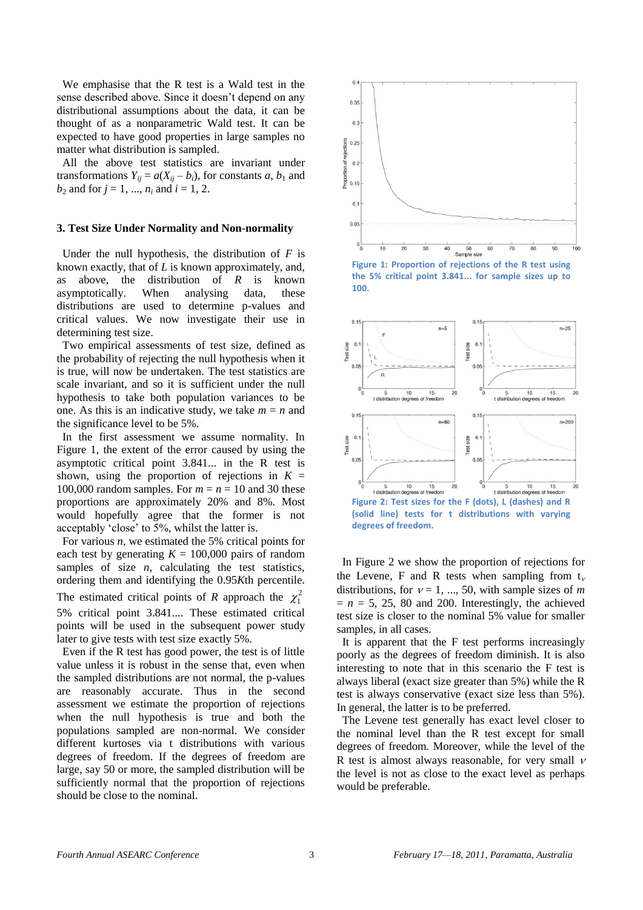We emphasise that the R test is a Wald test in the sense described above. Since it doesn't depend on any distributional assumptions about the data, it can be thought of as a nonparametric Wald test. It can be expected to have good properties in large samples no matter what distribution is sampled.

All the above test statistics are invariant under transformations $Y_{ij} = a(X_{ij} - b_i)$, for constants $a$, $b_1$ and $b_2$ and for $j = 1, ..., n_i$ and $i = 1, 2$.

### 3. Test Size Under Normality and Non-normality

Under the null hypothesis, the distribution of $F$ is known exactly, that of $L$ is known approximately, and, as above, the distribution of $R$ is known asymptotically. When analysing data, these distributions are used to determine p-values and critical values. We now investigate their use in determining test size.

Two empirical assessments of test size, defined as the probability of rejecting the null hypothesis when it is true, will now be undertaken. The test statistics are scale invariant, and so it is sufficient under the null hypothesis to take both population variances to be one. As this is an indicative study, we take $m = n$ and the significance level to be 5%.

In the first assessment we assume normality. In Figure 1, the extent of the error caused by using the asymptotic critical point 3.841... in the R test is shown, using the proportion of rejections in $K$ = 100,000 random samples. For $m = n = 10$ and 30 these proportions are approximately 20% and 8%. Most would hopefully agree that the former is not acceptably 'close' to 5%, whilst the latter is.

For various $n$, we estimated the 5% critical points for each test by generating $K$ = 100,000 pairs of random samples of size $n$, calculating the test statistics, ordering them and identifying the $0.95K$th percentile. The estimated critical points of $R$ approach the $\chi_1^2$ 5% critical point 3.841.... These estimated critical points will be used in the subsequent power study later to give tests with test size exactly 5%.

Even if the R test has good power, the test is of little value unless it is robust in the sense that, even when the sampled distributions are not normal, the p-values are reasonably accurate. Thus in the second assessment we estimate the proportion of rejections when the null hypothesis is true and both the populations sampled are non-normal. We consider different kurtoses via t distributions with various degrees of freedom. If the degrees of freedom are large, say 50 or more, the sampled distribution will be sufficiently normal that the proportion of rejections should be close to the nominal.

**Figure 1: Proportion of rejections of the R test using the 5% critical point 3.841... for sample sizes up to 100.**

**Figure 2: Test sizes for the F (dots), L (dashes) and R (solid line) tests for t distributions with varying degrees of freedom.**

In Figure 2 we show the proportion of rejections for the Levene, F and R tests when sampling from $t_\nu$ distributions, for $\nu = 1, ..., 50$, with sample sizes of $m = n = 5$, 25, 80 and 200. Interestingly, the achieved test size is closer to the nominal 5% value for smaller samples, in all cases.

It is apparent that the F test performs increasingly poorly as the degrees of freedom diminish. It is also interesting to note that in this scenario the F test is always liberal (exact size greater than 5%) while the R test is always conservative (exact size less than 5%). In general, the latter is to be preferred.

The Levene test generally has exact level closer to the nominal level than the R test except for small degrees of freedom. Moreover, while the level of the R test is almost always reasonable, for very small $\nu$ the level is not as close to the exact level as perhaps would be preferable.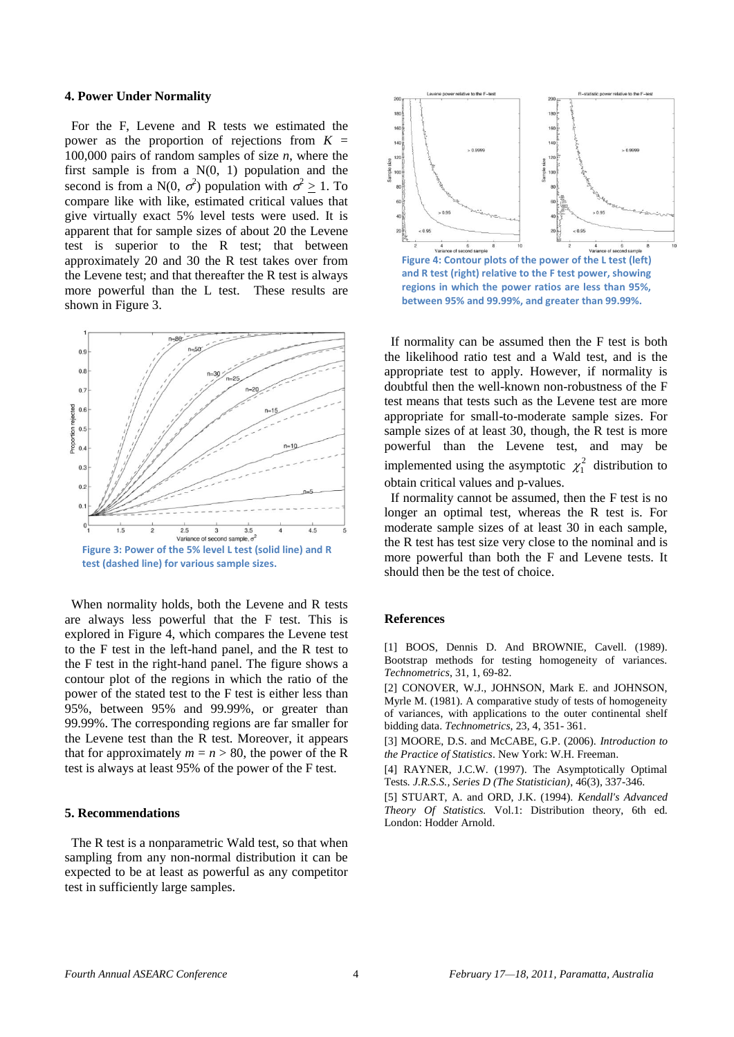## 4. Power Under Normality

For the F, Levene and R tests we estimated the power as the proportion of rejections from $K$ = 100,000 pairs of random samples of size $n$, where the first sample is from a N(0, 1) population and the second is from a N(0, $\sigma^2$) population with $\sigma^2 \geq 1$. To compare like with like, estimated critical values that give virtually exact 5% level tests were used. It is apparent that for sample sizes of about 20 the Levene test is superior to the R test; that between approximately 20 and 30 the R test takes over from the Levene test; and that thereafter the R test is always more powerful than the L test. These results are shown in Figure 3.

Proportion rejected

n=80
n=50
n=30
n=25
n=20
n=15
n=10
n=5

Variance of second sample, $\sigma^2$

Figure 3: Power of the 5% level L test (solid line) and R test (dashed line) for various sample sizes.

When normality holds, both the Levene and R tests are always less powerful that the F test. This is explored in Figure 4, which compares the Levene test to the F test in the left-hand panel, and the R test to the F test in the right-hand panel. The figure shows a contour plot of the regions in which the ratio of the power of the stated test to the F test is either less than 95%, between 95% and 99.99%, or greater than 99.99%. The corresponding regions are far smaller for the Levene test than the R test. Moreover, it appears that for approximately $m = n > 80$, the power of the R test is always at least 95% of the power of the F test.

Levene power relative to the F-test

R-statistic power relative to the F-test

Sample size

Variance of second sample

> 0.9999
> 0.95
< 0.95

Figure 4: Contour plots of the power of the L test (left) and R test (right) relative to the F test power, showing regions in which the power ratios are less than 95%, between 95% and 99.99%, and greater than 99.99%.

## 5. Recommendations

The R test is a nonparametric Wald test, so that when sampling from any non-normal distribution it can be expected to be at least as powerful as any competitor test in sufficiently large samples.

If normality can be assumed then the F test is both the likelihood ratio test and a Wald test, and is the appropriate test to apply. However, if normality is doubtful then the well-known non-robustness of the F test means that tests such as the Levene test are more appropriate for small-to-moderate sample sizes. For sample sizes of at least 30, though, the R test is more powerful than the Levene test, and may be implemented using the asymptotic $\chi_1^2$ distribution to obtain critical values and p-values.

If normality cannot be assumed, then the F test is no longer an optimal test, whereas the R test is. For moderate sample sizes of at least 30 in each sample, the R test has test size very close to the nominal and is more powerful than both the F and Levene tests. It should then be the test of choice.

## References

[1] BOOS, Dennis D. And BROWNIE, Cavell. (1989). Bootstrap methods for testing homogeneity of variances. *Technometrics*, 31, 1, 69-82.

[2] CONOVER, W.J., JOHNSON, Mark E. and JOHNSON, Myrle M. (1981). A comparative study of tests of homogeneity of variances, with applications to the outer continental shelf bidding data. *Technometrics*, 23, 4, 351- 361.

[3] MOORE, D.S. and McCABE, G.P. (2006). *Introduction to the Practice of Statistics*. New York: W.H. Freeman.

[4] RAYNER, J.C.W. (1997). The Asymptotically Optimal Tests. *J.R.S.S., Series D (The Statistician)*, 46(3), 337-346.

[5] STUART, A. and ORD, J.K. (1994). *Kendall's Advanced Theory Of Statistics.* Vol.1: Distribution theory, 6th ed. London: Hodder Arnold.